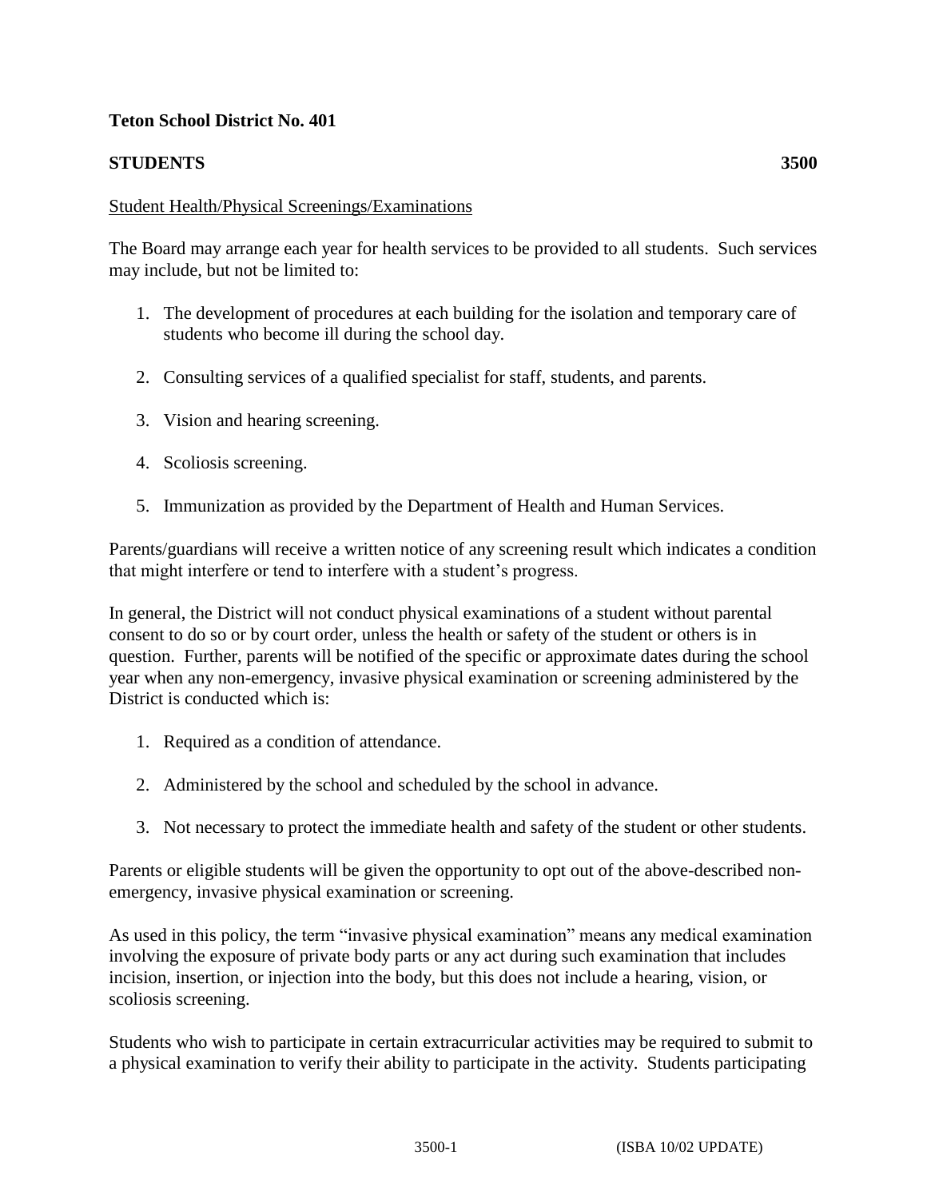**Teton School District No. 401**

**STUDENTS 3500**

Student Health/Physical Screenings/Examinations

The Board may arrange each year for health services to be provided to all students. Such services may include, but not be limited to:

1. The development of procedures at each building for the isolation and temporary care of students who become ill during the school day.
2. Consulting services of a qualified specialist for staff, students, and parents.
3. Vision and hearing screening.
4. Scoliosis screening.
5. Immunization as provided by the Department of Health and Human Services.

Parents/guardians will receive a written notice of any screening result which indicates a condition that might interfere or tend to interfere with a student's progress.

In general, the District will not conduct physical examinations of a student without parental consent to do so or by court order, unless the health or safety of the student or others is in question. Further, parents will be notified of the specific or approximate dates during the school year when any non-emergency, invasive physical examination or screening administered by the District is conducted which is:

1. Required as a condition of attendance.
2. Administered by the school and scheduled by the school in advance.
3. Not necessary to protect the immediate health and safety of the student or other students.

Parents or eligible students will be given the opportunity to opt out of the above-described non-emergency, invasive physical examination or screening.

As used in this policy, the term "invasive physical examination" means any medical examination involving the exposure of private body parts or any act during such examination that includes incision, insertion, or injection into the body, but this does not include a hearing, vision, or scoliosis screening.

Students who wish to participate in certain extracurricular activities may be required to submit to a physical examination to verify their ability to participate in the activity. Students participating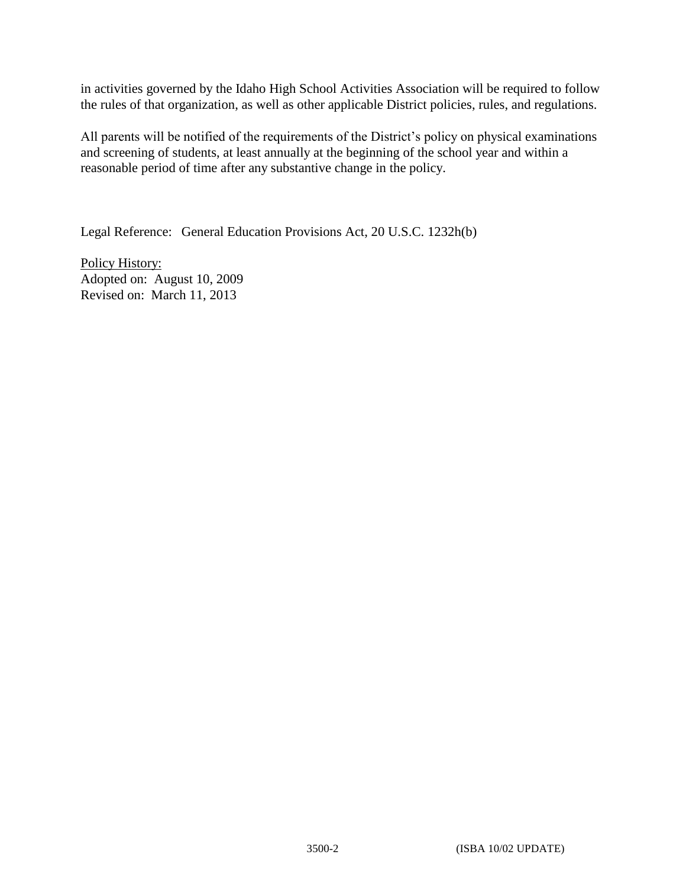in activities governed by the Idaho High School Activities Association will be required to follow the rules of that organization, as well as other applicable District policies, rules, and regulations.

All parents will be notified of the requirements of the District's policy on physical examinations and screening of students, at least annually at the beginning of the school year and within a reasonable period of time after any substantive change in the policy.

Legal Reference: General Education Provisions Act, 20 U.S.C. 1232h(b)

Policy History:
Adopted on: August 10, 2009
Revised on: March 11, 2013